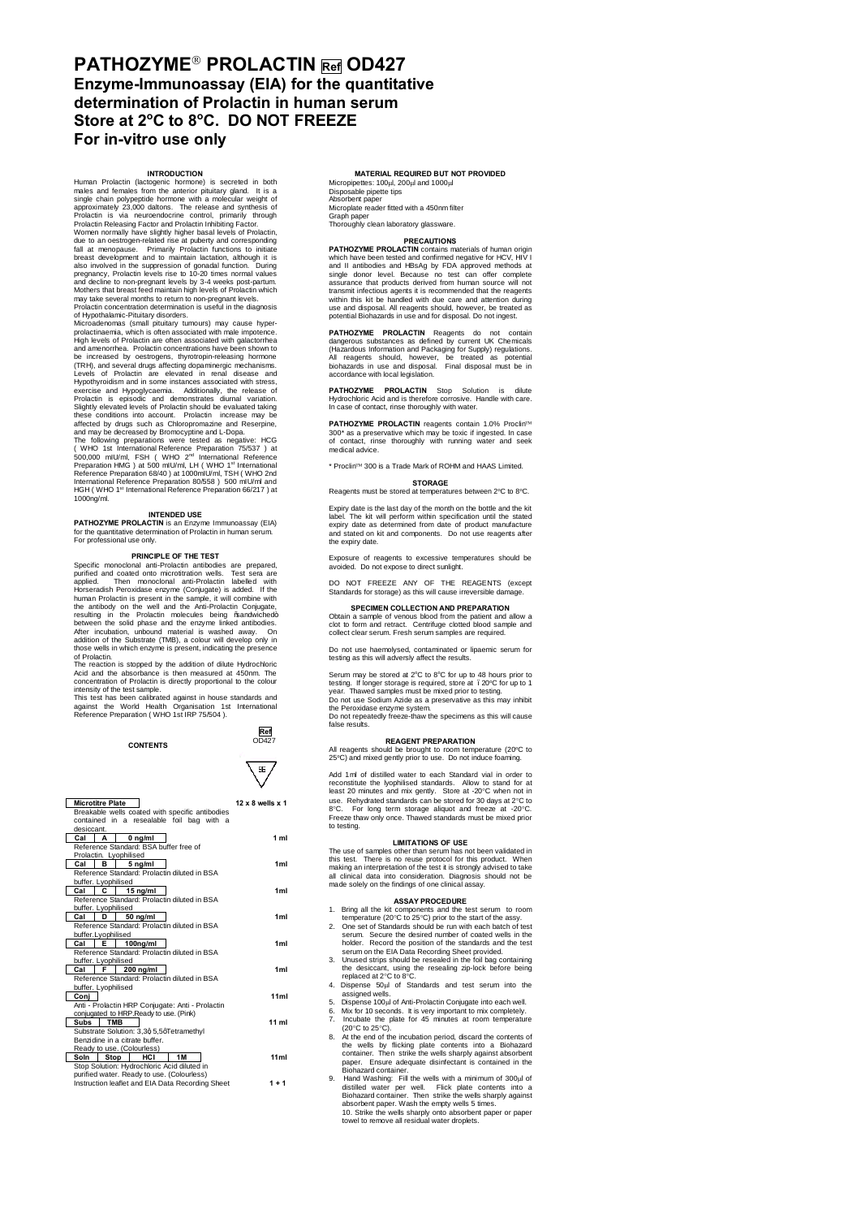# PATHOZYME® PROLACTIN Ref OD427

## Enzyme-Immunoassay (EIA) for the quantitative determination of Prolactin in human serum
## Store at 2°C to 8°C. DO NOT FREEZE
## For in-vitro use only

### INTRODUCTION

Human Prolactin (lactogenic hormone) is secreted in both males and females from the anterior pituitary gland. It is a single chain polypeptide hormone with a molecular weight of approximately 23,000 daltons. The release and synthesis of Prolactin is via neuroendocrine control, primarily through Prolactin Releasing Factor and Prolactin Inhibiting Factor.

Women normally have slightly higher basal levels of Prolactin, due to an oestrogen-related rise at puberty and corresponding fall at menopause. Primarily Prolactin functions to initiate breast development and to maintain lactation, although it is also involved in the suppression of gonadal function. During pregnancy, Prolactin levels rise to 10-20 times normal values and decline to non-pregnant levels by 3-4 weeks post-partum. Mothers that breast feed maintain high levels of Prolactin which may take several months to return to non-pregnant levels.

Prolactin concentration determination is useful in the diagnosis of Hypothalamic-Pituitary disorders.

Microadenomas (small pituitary tumours) may cause hyper-prolactinaemia, which is often associated with male impotence. High levels of Prolactin are often associated with galactorrhea and amenorrhea. Prolactin concentrations have been shown to be increased by oestrogens, thyrotropin-releasing hormone (TRH), and several drugs affecting dopaminergic mechanisms. Levels of Prolactin are elevated in renal disease and Hypothyroidism and in some instances associated with stress, exercise and Hypoglycaemia. Additionally, the release of Prolactin is episodic and demonstrates diurnal variation. Slightly elevated levels of Prolactin should be evaluated taking these conditions into account. Prolactin increase may be affected by drugs such as Chloropromazine and Reserpine, and may be decreased by Bromocyptine and L-Dopa.

The following preparations were tested as negative: HCG ( WHO 1st International Reference Preparation 75/537 ) at 500,000 mIU/ml, FSH ( WHO 2nd International Reference Preparation HMG ) at 500 mIU/ml, LH ( WHO 1st International Reference Preparation 68/40 ) at 1000mIU/ml, TSH ( WHO 2nd International Reference Preparation 80/558 ) 500 mIU/ml and HGH ( WHO 1st International Reference Preparation 66/217 ) at 1000ng/ml.

### INTENDED USE

**PATHOZYME PROLACTIN** is an Enzyme Immunoassay (EIA) for the quantitative determination of Prolactin in human serum. For professional use only.

### PRINCIPLE OF THE TEST

Specific monoclonal anti-Prolactin antibodies are prepared, purified and coated onto microtitration wells. Test sera are applied. Then monoclonal anti-Prolactin labelled with Horseradish Peroxidase enzyme (Conjugate) is added. If the human Prolactin is present in the sample, it will combine with the antibody on the well and the Anti-Prolactin Conjugate, resulting in the Prolactin molecules being "sandwiched" between the solid phase and the enzyme linked antibodies. After incubation, unbound material is washed away. On addition of the Substrate (TMB), a colour will develop only in those wells in which enzyme is present, indicating the presence of Prolactin.

The reaction is stopped by the addition of dilute Hydrochloric Acid and the absorbance is then measured at 450nm. The concentration of Prolactin is directly proportional to the colour intensity of the test sample.

This test has been calibrated against in house standards and against the World Health Organisation 1st International Reference Preparation ( WHO 1st IRP 75/504 ).

### CONTENTS

Ref OD427

| Item | Description | Quantity |
|---|---|---|
| Microtitre Plate | Breakable wells coated with specific antibodies contained in a resealable foil bag with a desiccant. | 12 x 8 wells x 1 |
| Cal A 0 ng/ml | Reference Standard: BSA buffer free of Prolactin. Lyophilised | 1 ml |
| Cal B 5 ng/ml | Reference Standard: Prolactin diluted in BSA buffer. Lyophilised | 1ml |
| Cal C 15 ng/ml | Reference Standard: Prolactin diluted in BSA buffer. Lyophilised | 1ml |
| Cal D 50 ng/ml | Reference Standard: Prolactin diluted in BSA buffer.Lyophilised | 1ml |
| Cal E 100ng/ml | Reference Standard: Prolactin diluted in BSA buffer. Lyophilised | 1ml |
| Cal F 200 ng/ml | Reference Standard: Prolactin diluted in BSA buffer. Lyophilised | 1ml |
| Conj | Anti - Prolactin HRP Conjugate: Anti - Prolactin conjugated to HRP.Ready to use. (Pink) | 11ml |
| Subs TMB | Substrate Solution: 3,3', 5,5'-Tetramethyl Benzidine in a citrate buffer. Ready to use. (Colourless) | 11 ml |
| Soln Stop HCl 1M | Stop Solution: Hydrochloric Acid diluted in purified water. Ready to use. (Colourless) | 11ml |
| | Instruction leaflet and EIA Data Recording Sheet | 1 + 1 |

### MATERIAL REQUIRED BUT NOT PROVIDED

Micropipettes: 100µl, 200µl and 1000µl
Disposable pipette tips
Absorbent paper
Microplate reader fitted with a 450nm filter
Graph paper
Thoroughly clean laboratory glassware.

### PRECAUTIONS

**PATHOZYME PROLACTIN** contains materials of human origin which have been tested and confirmed negative for HCV, HIV I and II antibodies and HBsAg by FDA approved methods at single donor level. Because no test can offer complete assurance that products derived from human source will not transmit infectious agents it is recommended that the reagents within this kit be handled with due care and attention during use and disposal. All reagents should, however, be treated as potential Biohazards in use and for disposal. Do not ingest.

**PATHOZYME PROLACTIN** Reagents do not contain dangerous substances as defined by current UK Chemicals (Hazardous Information and Packaging for Supply) regulations. All reagents should, however, be treated as potential biohazards in use and disposal. Final disposal must be in accordance with local legislation.

**PATHOZYME PROLACTIN** Stop Solution is dilute Hydrochloric Acid and is therefore corrosive. Handle with care. In case of contact, rinse thoroughly with water.

**PATHOZYME PROLACTIN** reagents contain 1.0% Proclin™ 300* as a preservative which may be toxic if ingested. In case of contact, rinse thoroughly with running water and seek medical advice.

\* Proclin™ 300 is a Trade Mark of ROHM and HAAS Limited.

### STORAGE

Reagents must be stored at temperatures between 2°C to 8°C.

Expiry date is the last day of the month on the bottle and the kit label. The kit will perform within specification until the stated expiry date as determined from date of product manufacture and stated on kit and components. Do not use reagents after the expiry date.

Exposure of reagents to excessive temperatures should be avoided. Do not expose to direct sunlight.

DO NOT FREEZE ANY OF THE REAGENTS (except Standards for storage) as this will cause irreversible damage.

### SPECIMEN COLLECTION AND PREPARATION

Obtain a sample of venous blood from the patient and allow a clot to form and retract. Centrifuge clotted blood sample and collect clear serum. Fresh serum samples are required.

Do not use haemolysed, contaminated or lipaemic serum for testing as this will adversely affect the results.

Serum may be stored at 2°C to 8°C for up to 48 hours prior to testing. If longer storage is required, store at -20°C for up to 1 year. Thawed samples must be mixed prior to testing.

Do not use Sodium Azide as a preservative as this may inhibit the Peroxidase enzyme system.

Do not repeatedly freeze-thaw the specimens as this will cause false results.

### REAGENT PREPARATION

All reagents should be brought to room temperature (20°C to 25°C) and mixed gently prior to use. Do not induce foaming.

Add 1ml of distilled water to each Standard vial in order to reconstitute the lyophilised standards. Allow to stand for at least 20 minutes and mix gently. Store at -20°C when not in use. Rehydrated standards can be stored for 30 days at 2°C to 8°C. For long term storage aliquot and freeze at -20°C. Freeze thaw only once. Thawed standards must be mixed prior to testing.

### LIMITATIONS OF USE

The use of samples other than serum has not been validated in this test. There is no reuse protocol for this product. When making an interpretation of the test it is strongly advised to take all clinical data into consideration. Diagnosis should not be made solely on the findings of one clinical assay.

### ASSAY PROCEDURE

1. Bring all the kit components and the test serum to room temperature (20°C to 25°C) prior to the start of the assy.
2. One set of Standards should be run with each batch of test serum. Secure the desired number of coated wells in the holder. Record the position of the standards and the test serum on the EIA Data Recording Sheet provided.
3. Unused strips should be resealed in the foil bag containing the desiccant, using the resealing zip-lock before being replaced at 2°C to 8°C.
4. Dispense 50µl of Standards and test serum into the assigned wells.
5. Dispense 100µl of Anti-Prolactin Conjugate into each well.
6. Mix for 10 seconds. It is very important to mix completely.
7. Incubate the plate for 45 minutes at room temperature (20°C to 25°C).
8. At the end of the incubation period, discard the contents of the wells by flicking plate contents into a Biohazard container. Then strike the wells sharply against absorbent paper. Ensure adequate disinfectant is contained in the Biohazard container.
9. Hand Washing: Fill the wells with a minimum of 300µl of distilled water per well. Flick plate contents into a Biohazard container. Then strike the wells sharply against absorbent paper. Wash the empty wells 5 times.
10. Strike the wells sharply onto absorbent paper or paper towel to remove all residual water droplets.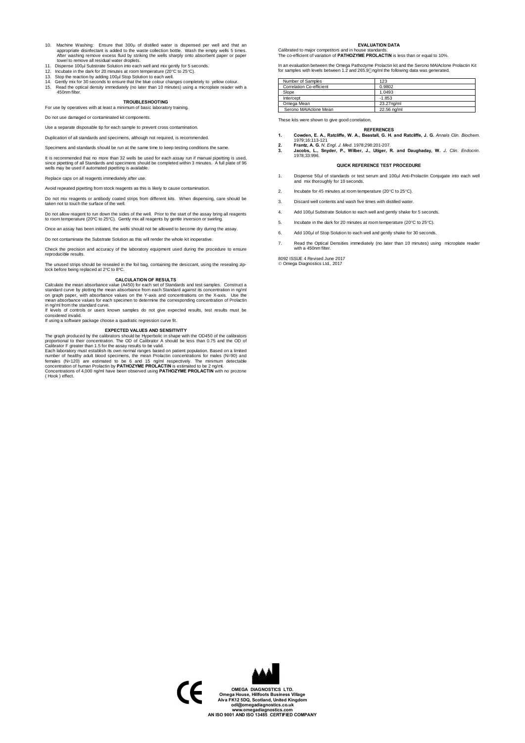10. Machine Washing: Ensure that 300μ of distilled water is dispensed per well and that an appropriate disinfectant is added to the waste collection bottle. Wash the empty wells 5 times. After washing remove excess fluid by striking the wells sharply onto absorbent paper or paper towel to remove all residual water droplets.
11. Dispense 100μl Substrate Solution into each well and mix gently for 5 seconds.
12. Incubate in the dark for 20 minutes at room temperature (20°C to 25°C).
13. Stop the reaction by adding 100μl Stop Solution to each well.
14. Gently mix for 30 seconds to ensure that the blue colour changes completely to yellow colour.
15. Read the optical density immediately (no later than 10 minutes) using a microplate reader with a 450nm filter.

## TROUBLESHOOTING

For use by operatives with at least a minimum of basic laboratory training.

Do not use damaged or contaminated kit components.

Use a separate disposable tip for each sample to prevent cross contamination.

Duplication of all standards and specimens, although not required, is recommended.

Specimens and standards should be run at the same time to keep testing conditions the same.

It is recommended that no more than 32 wells be used for each assay run if manual pipetting is used, since pipetting of all Standards and specimens should be completed within 3 minutes. A full plate of 96 wells may be used if automated pipetting is available.

Replace caps on all reagents immediately after use.

Avoid repeated pipetting from stock reagents as this is likely to cause contamination.

Do not mix reagents or antibody coated strips from different kits. When dispensing, care should be taken not to touch the surface of the well.

Do not allow reagent to run down the sides of the well. Prior to the start of the assay bring all reagents to room temperature (20°C to 25°C). Gently mix all reagents by gentle inversion or swirling.

Once an assay has been initiated, the wells should not be allowed to become dry during the assay.

Do not contaminate the Substrate Solution as this will render the whole kit inoperative.

Check the precision and accuracy of the laboratory equipment used during the procedure to ensure reproducible results.

The unused strips should be resealed in the foil bag, containing the desiccant, using the resealing zip-lock before being replaced at 2°C to 8°C.

## CALCULATION OF RESULTS

Calculate the mean absorbance value (A450) for each set of Standards and test samples. Construct a standard curve by plotting the mean absorbance from each Standard against its concentration in ng/ml on graph paper, with absorbance values on the Y-axis and concentrations on the X-axis. Use the mean absorbance values for each specimen to determine the corresponding concentration of Prolactin in ng/ml from the standard curve.
If levels of controls or users known samples do not give expected results, test results must be considered invalid.
If using a software package choose a quadratic regression curve fit.

## EXPECTED VALUES AND SENSITIVITY

The graph produced by the calibrators should be Hyperbolic in shape with the OD450 of the calibrators proportional to their concentration. The OD of Calibrator A should be less than 0.75 and the OD of Calibrator F greater than 1.5 for the assay results to be valid.
Each laboratory must establish its own normal ranges based on patient population. Based on a limited number of healthy adult blood specimens, the mean Prolactin concentrations for males (N=90) and females (N=120) are estimated to be 6 and 15 ng/ml respectively. The minimum detectable concentration of human Prolactin by **PATHOZYME PROLACTIN** is estimated to be 2 ng/ml.
Concentrations of 4,000 ng/ml have been observed using **PATHOZYME PROLACTIN** with no prozone ( Hook ) effect.

## EVALUATION DATA

Calibrated to major competitors and in house standards.
The co-efficient of variation of **PATHOZYME PROLACTIN** is less than or equal to 10%.

In an evaluation between the Omega Pathozyme Prolactin kit and the Serono MAIAclone Prolactin Kit for samples with levels between 1.2 and 265.9 ng/ml the following data was generated.

| | |
|---|---|
| Number of Samples | 123 |
| Correlation Co-efficient | 0.9802 |
| Slope | 1.0493 |
| Intercept | -1.853 |
| Omega Mean | 23.27ng/ml |
| Serono MAIAclone Mean | 22.56 ng/ml |

These kits were shown to give good correlation.

## REFERENCES

1. **Cowden, E. A., Ratcliffe, W. A., Beastall, G. H. and Ratcliffe, J. G.** *Annals Clin. Biochem.* 1979;16:113-121
2. **Frantz, A. G.** *N. Engl. J. Med.* 1978;298:201-207.
3. **Jacobs, L., Snyder, P., Wilber, J., Utiger, R. and Daughaday, W.** *J. Clin. Endocrin.* 1978;33:996.

## QUICK REFERENCE TEST PROCEDURE

1. Dispense 50μl of standards or test serum and 100μl Anti-Prolactin Conjugate into each well and mix thoroughly for 10 seconds.
2. Incubate for 45 minutes at room temperature (20°C to 25°C).
3. Discard well contents and wash five times with distilled water.
4. Add 100μl Substrate Solution to each well and gently shake for 5 seconds.
5. Incubate in the dark for 20 minutes at room temperature (20°C to 25°C).
6. Add 100μl of Stop Solution to each well and gently shake for 30 seconds.
7. Read the Optical Densities immediately (no later than 10 minutes) using microplate reader with a 450nm filter.

8092 ISSUE 4 Revised June 2017
© Omega Diagnostics Ltd., 2017

CE

**OMEGA DIAGNOSTICS LTD.**
**Omega House, Hillfoots Business Village**
**Alva FK12 5DQ, Scotland, United Kingdom**
**odl@omegadiagnostics.co.uk**
**www.omegadiagnostics.com**
**AN ISO 9001 AND ISO 13485 CERTIFIED COMPANY**